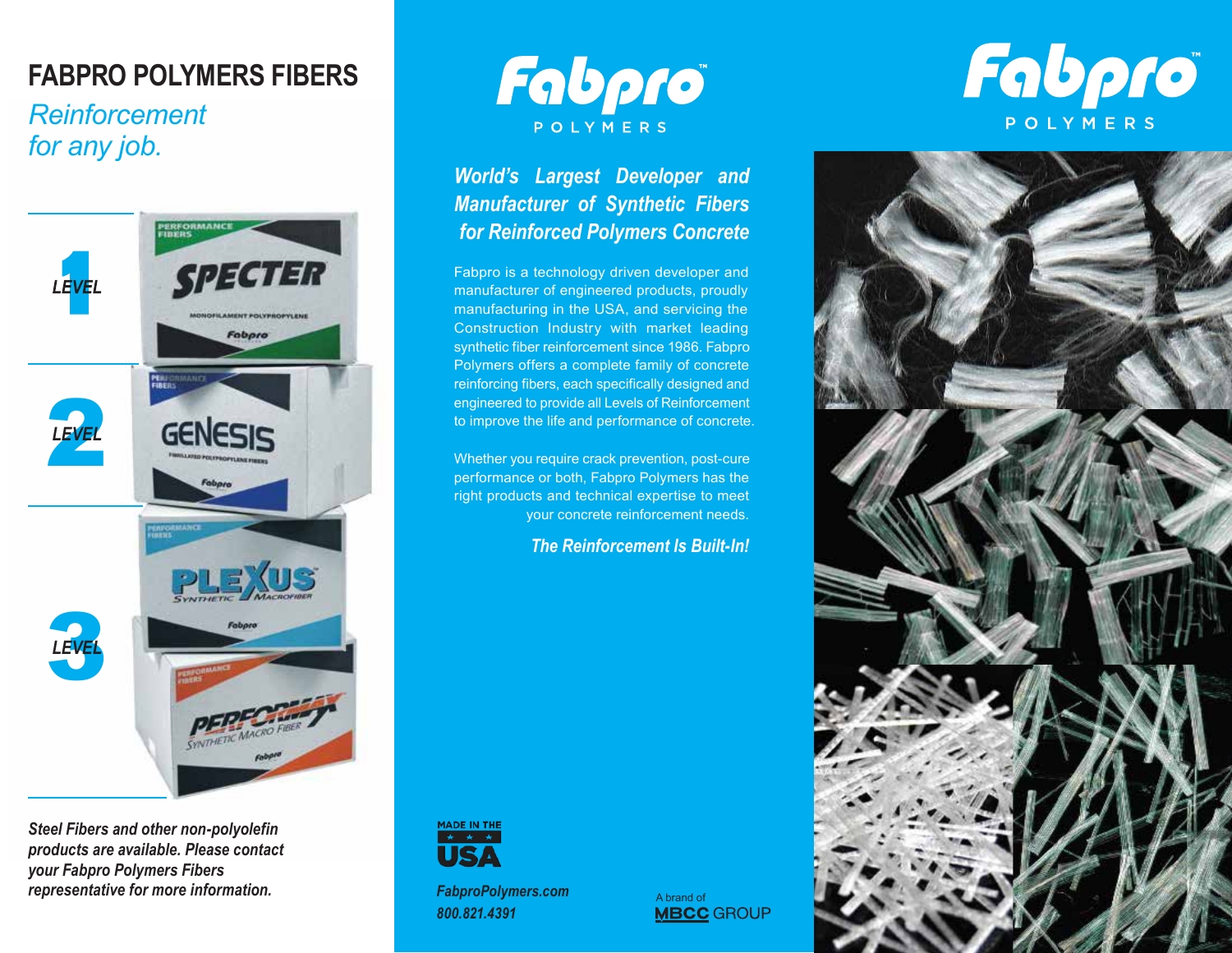# FABPRO POLYMERS FIBERS

*Reinforcement for any job.*

1 LEVEL

SPECTER
MONOFILAMENT POLYPROPYLENE

2 LEVEL

GENESIS
FIBRILLATED POLYPROPYLENE FIBERS

3 LEVEL

PLEXUS
SYNTHETIC MACROFIBER

PERFORMAX
SYNTHETIC MACRO FIBER

***Steel Fibers and other non-polyolefin products are available. Please contact your Fabpro Polymers Fibers representative for more information.***

# Fabpro™ POLYMERS

## *World's Largest Developer and Manufacturer of Synthetic Fibers for Reinforced Polymers Concrete*

Fabpro is a technology driven developer and manufacturer of engineered products, proudly manufacturing in the USA, and servicing the Construction Industry with market leading synthetic fiber reinforcement since 1986. Fabpro Polymers offers a complete family of concrete reinforcing fibers, each specifically designed and engineered to provide all Levels of Reinforcement to improve the life and performance of concrete.

Whether you require crack prevention, post-cure performance or both, Fabpro Polymers has the right products and technical expertise to meet your concrete reinforcement needs.

***The Reinforcement Is Built-In!***

MADE IN THE USA

***FabproPolymers.com***
***800.821.4391***

A brand of MBCC GROUP

# Fabpro™ POLYMERS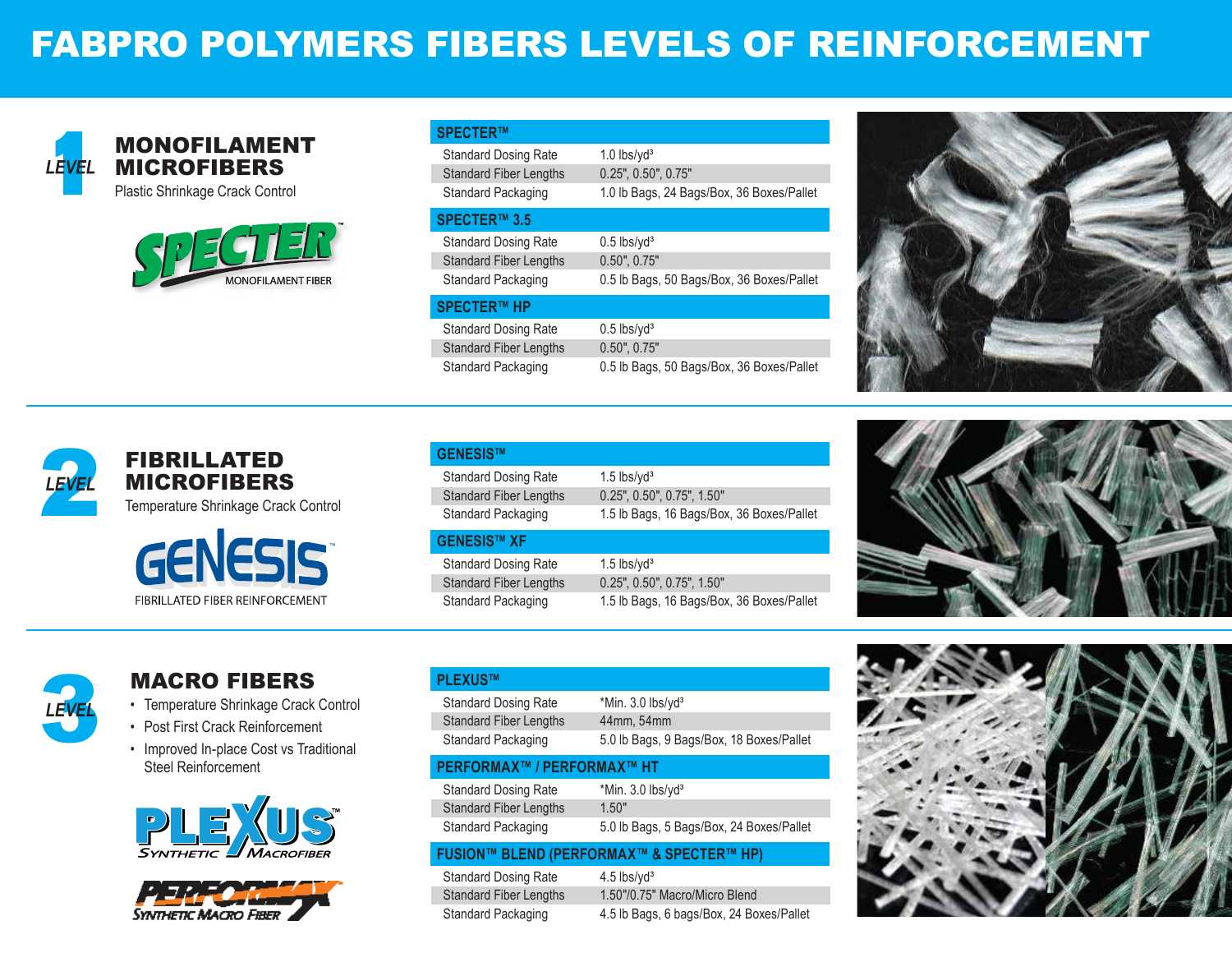# FABPRO POLYMERS FIBERS LEVELS OF REINFORCEMENT

## LEVEL 1

### MONOFILAMENT MICROFIBERS

Plastic Shrinkage Crack Control

SPECTER™ MONOFILAMENT FIBER

| SPECTER™ | |
|---|---|
| Standard Dosing Rate | 1.0 lbs/yd³ |
| Standard Fiber Lengths | 0.25", 0.50", 0.75" |
| Standard Packaging | 1.0 lb Bags, 24 Bags/Box, 36 Boxes/Pallet |

| SPECTER™ 3.5 | |
|---|---|
| Standard Dosing Rate | 0.5 lbs/yd³ |
| Standard Fiber Lengths | 0.50", 0.75" |
| Standard Packaging | 0.5 lb Bags, 50 Bags/Box, 36 Boxes/Pallet |

| SPECTER™ HP | |
|---|---|
| Standard Dosing Rate | 0.5 lbs/yd³ |
| Standard Fiber Lengths | 0.50", 0.75" |
| Standard Packaging | 0.5 lb Bags, 50 Bags/Box, 36 Boxes/Pallet |

## LEVEL 2

### FIBRILLATED MICROFIBERS

Temperature Shrinkage Crack Control

GENESIS™ FIBRILLATED FIBER REINFORCEMENT

| GENESIS™ | |
|---|---|
| Standard Dosing Rate | 1.5 lbs/yd³ |
| Standard Fiber Lengths | 0.25", 0.50", 0.75", 1.50" |
| Standard Packaging | 1.5 lb Bags, 16 Bags/Box, 36 Boxes/Pallet |

| GENESIS™ XF | |
|---|---|
| Standard Dosing Rate | 1.5 lbs/yd³ |
| Standard Fiber Lengths | 0.25", 0.50", 0.75", 1.50" |
| Standard Packaging | 1.5 lb Bags, 16 Bags/Box, 36 Boxes/Pallet |

## LEVEL 3

### MACRO FIBERS

- Temperature Shrinkage Crack Control
- Post First Crack Reinforcement
- Improved In-place Cost vs Traditional Steel Reinforcement

PLEXUS™ SYNTHETIC MACROFIBER

PERFORMAX SYNTHETIC MACRO FIBER

| PLEXUS™ | |
|---|---|
| Standard Dosing Rate | *Min. 3.0 lbs/yd³ |
| Standard Fiber Lengths | 44mm, 54mm |
| Standard Packaging | 5.0 lb Bags, 9 Bags/Box, 18 Boxes/Pallet |

| PERFORMAX™ / PERFORMAX™ HT | |
|---|---|
| Standard Dosing Rate | *Min. 3.0 lbs/yd³ |
| Standard Fiber Lengths | 1.50" |
| Standard Packaging | 5.0 lb Bags, 5 Bags/Box, 24 Boxes/Pallet |

| FUSION™ BLEND (PERFORMAX™ & SPECTER™ HP) | |
|---|---|
| Standard Dosing Rate | 4.5 lbs/yd³ |
| Standard Fiber Lengths | 1.50"/0.75" Macro/Micro Blend |
| Standard Packaging | 4.5 lb Bags, 6 bags/Box, 24 Boxes/Pallet |